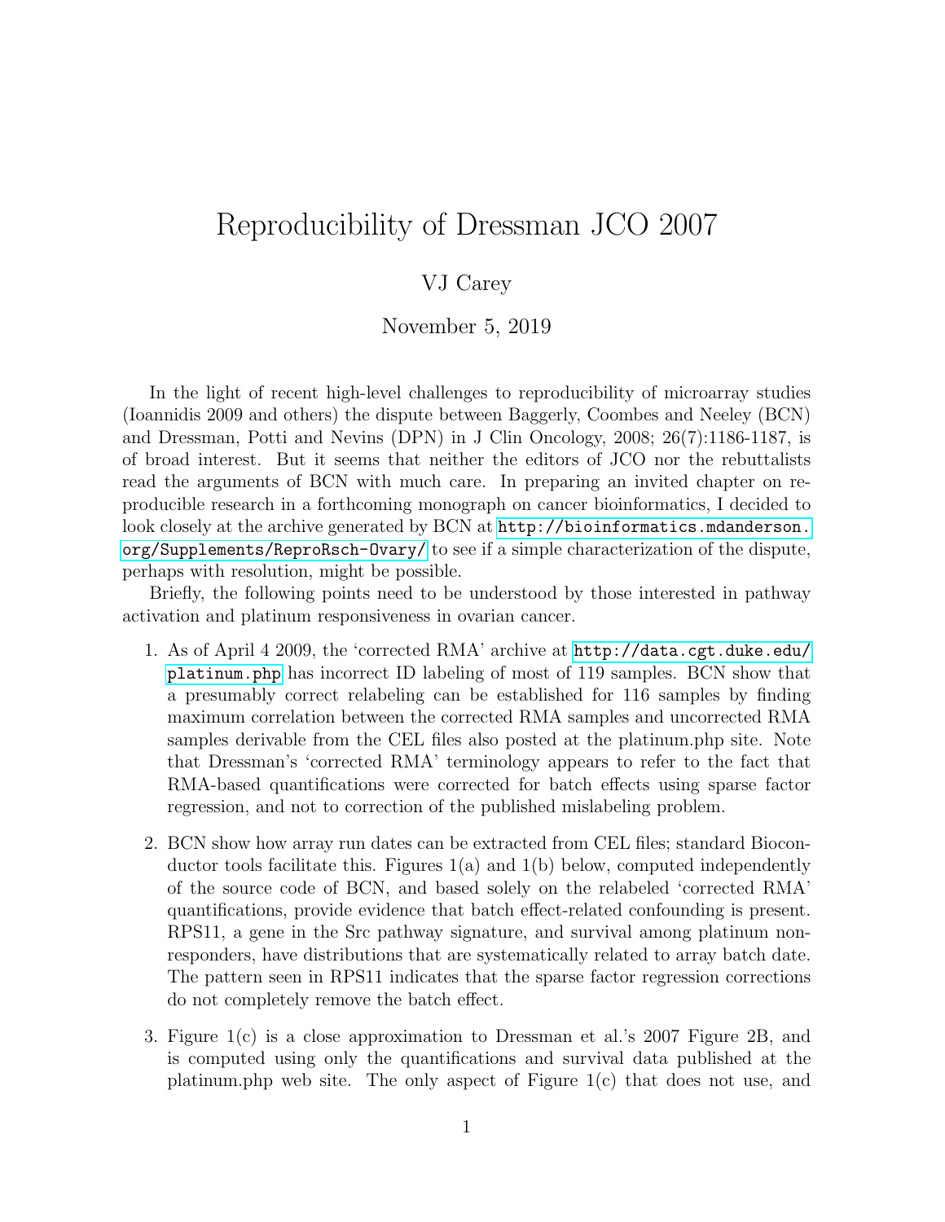# Reproducibility of Dressman JCO 2007

VJ Carey

November 5, 2019

In the light of recent high-level challenges to reproducibility of microarray studies (Ioannidis 2009 and others) the dispute between Baggerly, Coombes and Neeley (BCN) and Dressman, Potti and Nevins (DPN) in J Clin Oncology, 2008; 26(7):1186-1187, is of broad interest. But it seems that neither the editors of JCO nor the rebuttalists read the arguments of BCN with much care. In preparing an invited chapter on reproducible research in a forthcoming monograph on cancer bioinformatics, I decided to look closely at the archive generated by BCN at `http://bioinformatics.mdanderson.org/Supplements/ReproRsch-Ovary/` to see if a simple characterization of the dispute, perhaps with resolution, might be possible.

Briefly, the following points need to be understood by those interested in pathway activation and platinum responsiveness in ovarian cancer.

1. As of April 4 2009, the 'corrected RMA' archive at `http://data.cgt.duke.edu/platinum.php` has incorrect ID labeling of most of 119 samples. BCN show that a presumably correct relabeling can be established for 116 samples by finding maximum correlation between the corrected RMA samples and uncorrected RMA samples derivable from the CEL files also posted at the platinum.php site. Note that Dressman's 'corrected RMA' terminology appears to refer to the fact that RMA-based quantifications were corrected for batch effects using sparse factor regression, and not to correction of the published mislabeling problem.

2. BCN show how array run dates can be extracted from CEL files; standard Bioconductor tools facilitate this. Figures 1(a) and 1(b) below, computed independently of the source code of BCN, and based solely on the relabeled 'corrected RMA' quantifications, provide evidence that batch effect-related confounding is present. RPS11, a gene in the Src pathway signature, and survival among platinum non-responders, have distributions that are systematically related to array batch date. The pattern seen in RPS11 indicates that the sparse factor regression corrections do not completely remove the batch effect.

3. Figure 1(c) is a close approximation to Dressman et al.'s 2007 Figure 2B, and is computed using only the quantifications and survival data published at the platinum.php web site. The only aspect of Figure 1(c) that does not use, and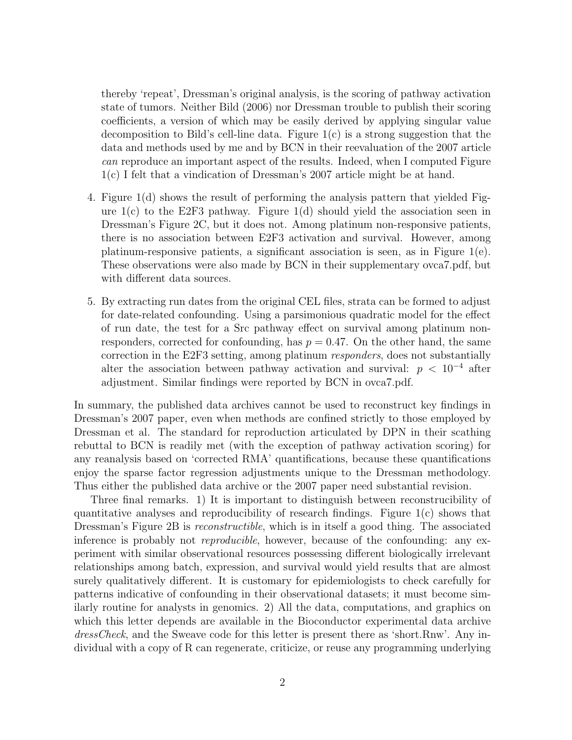thereby 'repeat', Dressman's original analysis, is the scoring of pathway activation state of tumors. Neither Bild (2006) nor Dressman trouble to publish their scoring coefficients, a version of which may be easily derived by applying singular value decomposition to Bild's cell-line data. Figure 1(c) is a strong suggestion that the data and methods used by me and by BCN in their reevaluation of the 2007 article *can* reproduce an important aspect of the results. Indeed, when I computed Figure 1(c) I felt that a vindication of Dressman's 2007 article might be at hand.

4. Figure 1(d) shows the result of performing the analysis pattern that yielded Figure 1(c) to the E2F3 pathway. Figure 1(d) should yield the association seen in Dressman's Figure 2C, but it does not. Among platinum non-responsive patients, there is no association between E2F3 activation and survival. However, among platinum-responsive patients, a significant association is seen, as in Figure 1(e). These observations were also made by BCN in their supplementary ovca7.pdf, but with different data sources.

5. By extracting run dates from the original CEL files, strata can be formed to adjust for date-related confounding. Using a parsimonious quadratic model for the effect of run date, the test for a Src pathway effect on survival among platinum non-responders, corrected for confounding, has $p = 0.47$. On the other hand, the same correction in the E2F3 setting, among platinum *responders*, does not substantially alter the association between pathway activation and survival: $p < 10^{-4}$ after adjustment. Similar findings were reported by BCN in ovca7.pdf.

In summary, the published data archives cannot be used to reconstruct key findings in Dressman's 2007 paper, even when methods are confined strictly to those employed by Dressman et al. The standard for reproduction articulated by DPN in their scathing rebuttal to BCN is readily met (with the exception of pathway activation scoring) for any reanalysis based on 'corrected RMA' quantifications, because these quantifications enjoy the sparse factor regression adjustments unique to the Dressman methodology. Thus either the published data archive or the 2007 paper need substantial revision.

Three final remarks. 1) It is important to distinguish between reconstrucibility of quantitative analyses and reproducibility of research findings. Figure 1(c) shows that Dressman's Figure 2B is *reconstructible*, which is in itself a good thing. The associated inference is probably not *reproducible*, however, because of the confounding: any experiment with similar observational resources possessing different biologically irrelevant relationships among batch, expression, and survival would yield results that are almost surely qualitatively different. It is customary for epidemiologists to check carefully for patterns indicative of confounding in their observational datasets; it must become similarly routine for analysts in genomics. 2) All the data, computations, and graphics on which this letter depends are available in the Bioconductor experimental data archive *dressCheck*, and the Sweave code for this letter is present there as 'short.Rnw'. Any individual with a copy of R can regenerate, criticize, or reuse any programming underlying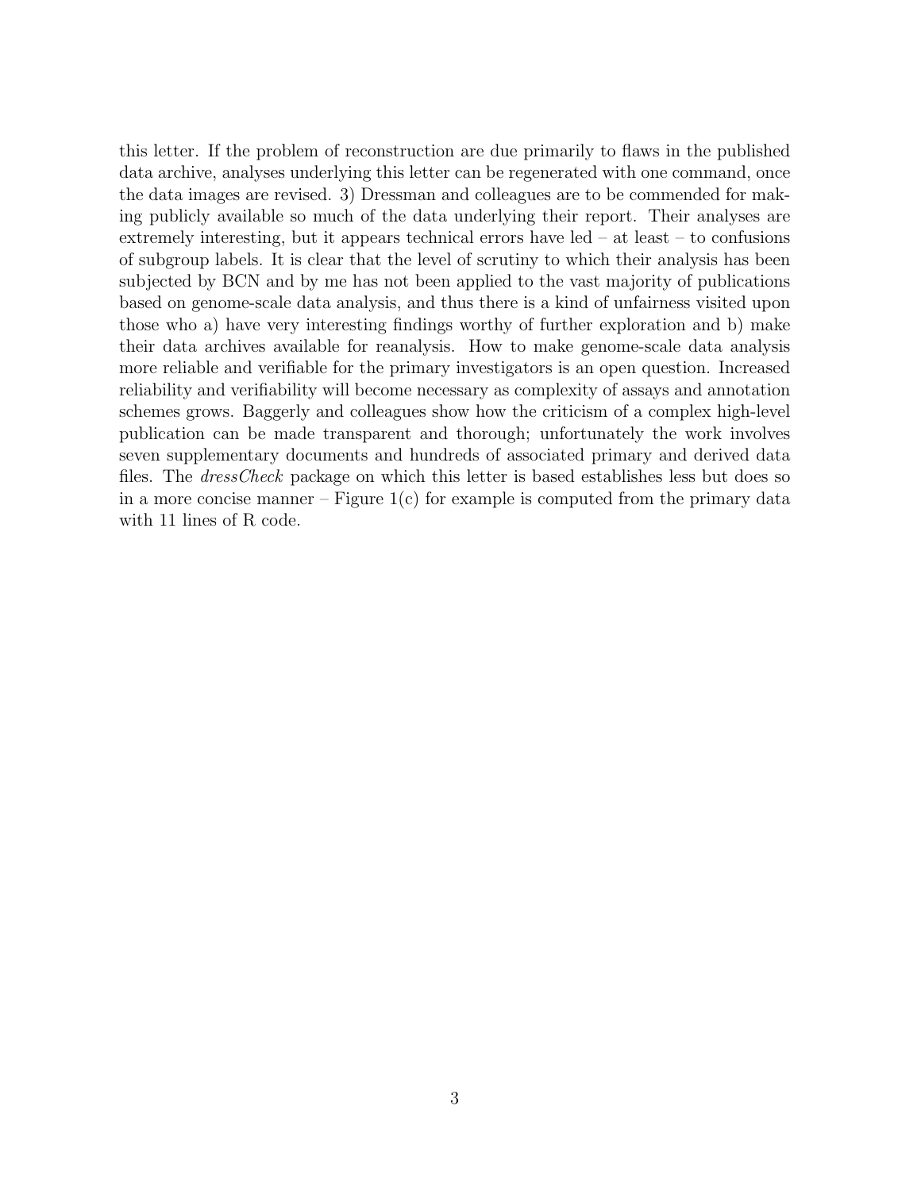this letter. If the problem of reconstruction are due primarily to flaws in the published data archive, analyses underlying this letter can be regenerated with one command, once the data images are revised. 3) Dressman and colleagues are to be commended for making publicly available so much of the data underlying their report. Their analyses are extremely interesting, but it appears technical errors have led – at least – to confusions of subgroup labels. It is clear that the level of scrutiny to which their analysis has been subjected by BCN and by me has not been applied to the vast majority of publications based on genome-scale data analysis, and thus there is a kind of unfairness visited upon those who a) have very interesting findings worthy of further exploration and b) make their data archives available for reanalysis. How to make genome-scale data analysis more reliable and verifiable for the primary investigators is an open question. Increased reliability and verifiability will become necessary as complexity of assays and annotation schemes grows. Baggerly and colleagues show how the criticism of a complex high-level publication can be made transparent and thorough; unfortunately the work involves seven supplementary documents and hundreds of associated primary and derived data files. The *dressCheck* package on which this letter is based establishes less but does so in a more concise manner – Figure 1(c) for example is computed from the primary data with 11 lines of R code.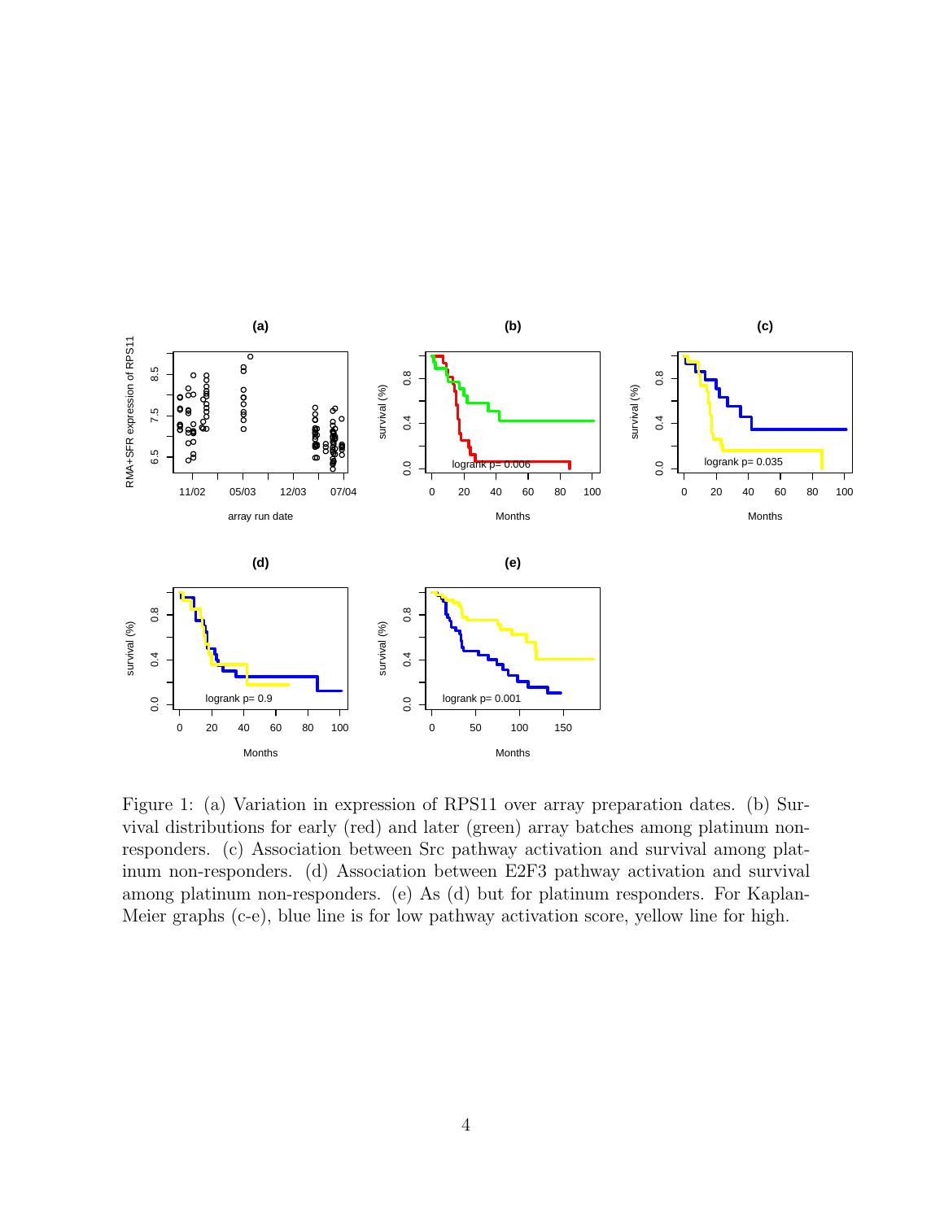(a)

RMA+SFR expression of RPS11

8.5
7.5
6.5

11/02
05/03
12/03
07/04

array run date

(b)

survival (%)

0.8
0.4
0.0

logrank p= 0.006

0
20
40
60
80
100

Months

(c)

survival (%)

0.8
0.4
0.0

logrank p= 0.035

0
20
40
60
80
100

Months

(d)

survival (%)

0.8
0.4
0.0

logrank p= 0.9

0
20
40
60
80
100

Months

(e)

survival (%)

0.8
0.4
0.0

logrank p= 0.001

0
50
100
150

Months

Figure 1: (a) Variation in expression of RPS11 over array preparation dates. (b) Survival distributions for early (red) and later (green) array batches among platinum non-responders. (c) Association between Src pathway activation and survival among platinum non-responders. (d) Association between E2F3 pathway activation and survival among platinum non-responders. (e) As (d) but for platinum responders. For Kaplan-Meier graphs (c-e), blue line is for low pathway activation score, yellow line for high.